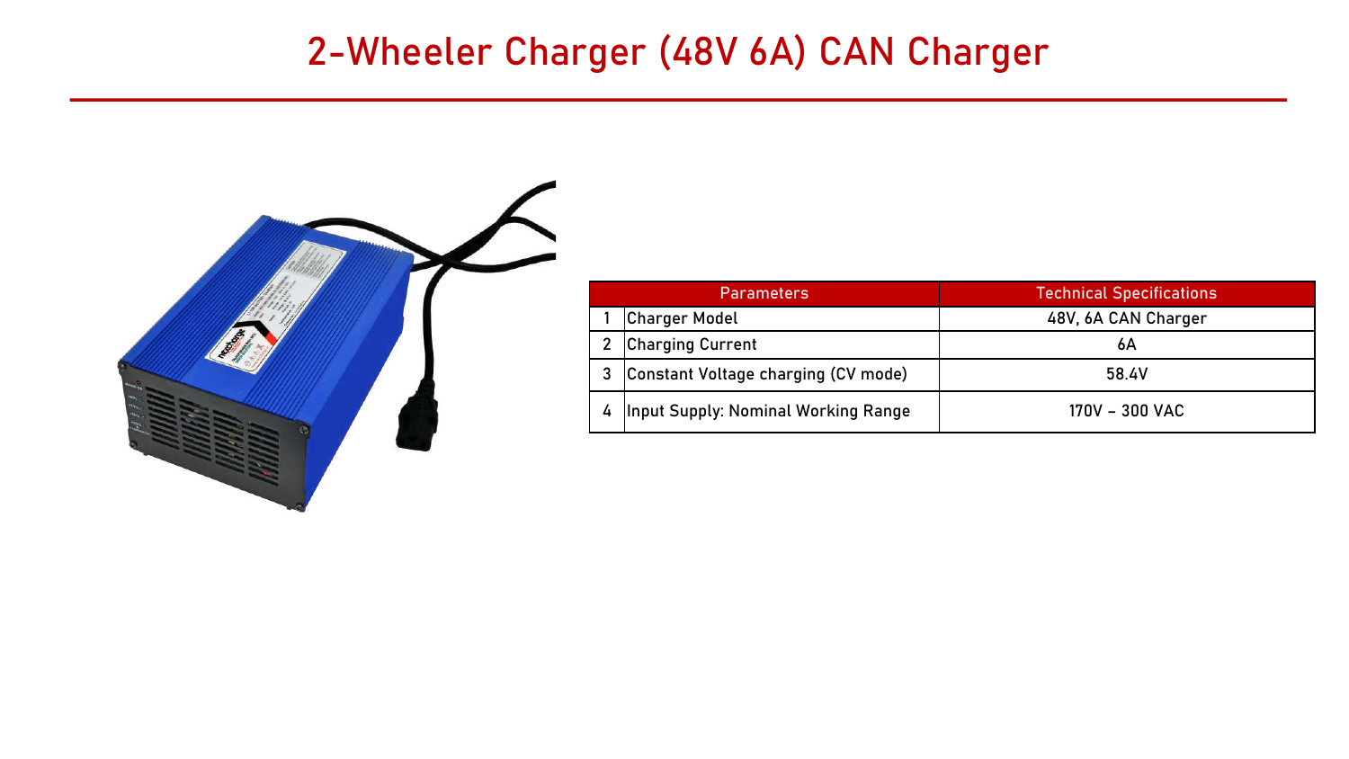# 2-Wheeler Charger (48V 6A) CAN Charger

| | Parameters | Technical Specifications |
|---|---|---|
| 1 | Charger Model | 48V, 6A CAN Charger |
| 2 | Charging Current | 6A |
| 3 | Constant Voltage charging (CV mode) | 58.4V |
| 4 | Input Supply: Nominal Working Range | 170V – 300 VAC |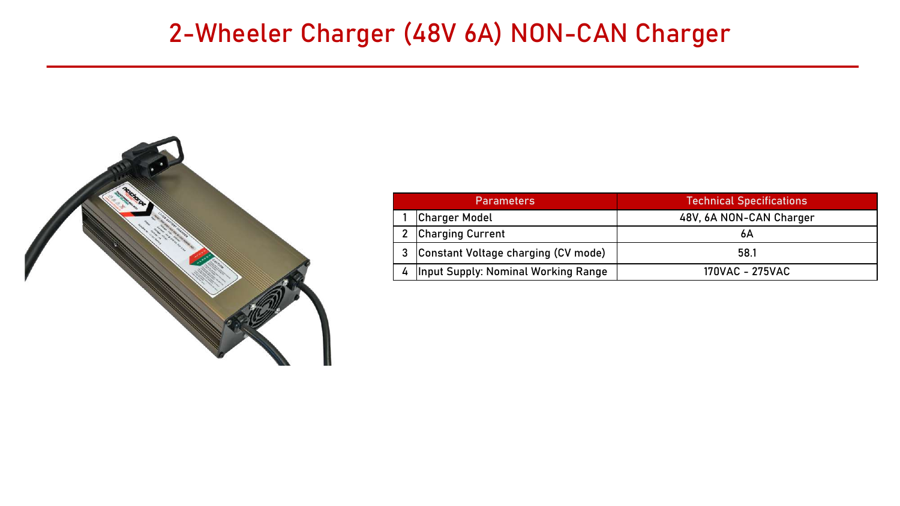# 2-Wheeler Charger (48V 6A) NON-CAN Charger

| | Parameters | Technical Specifications |
|---|---|---|
| 1 | Charger Model | 48V, 6A NON-CAN Charger |
| 2 | Charging Current | 6A |
| 3 | Constant Voltage charging (CV mode) | 58.1 |
| 4 | Input Supply: Nominal Working Range | 170VAC - 275VAC |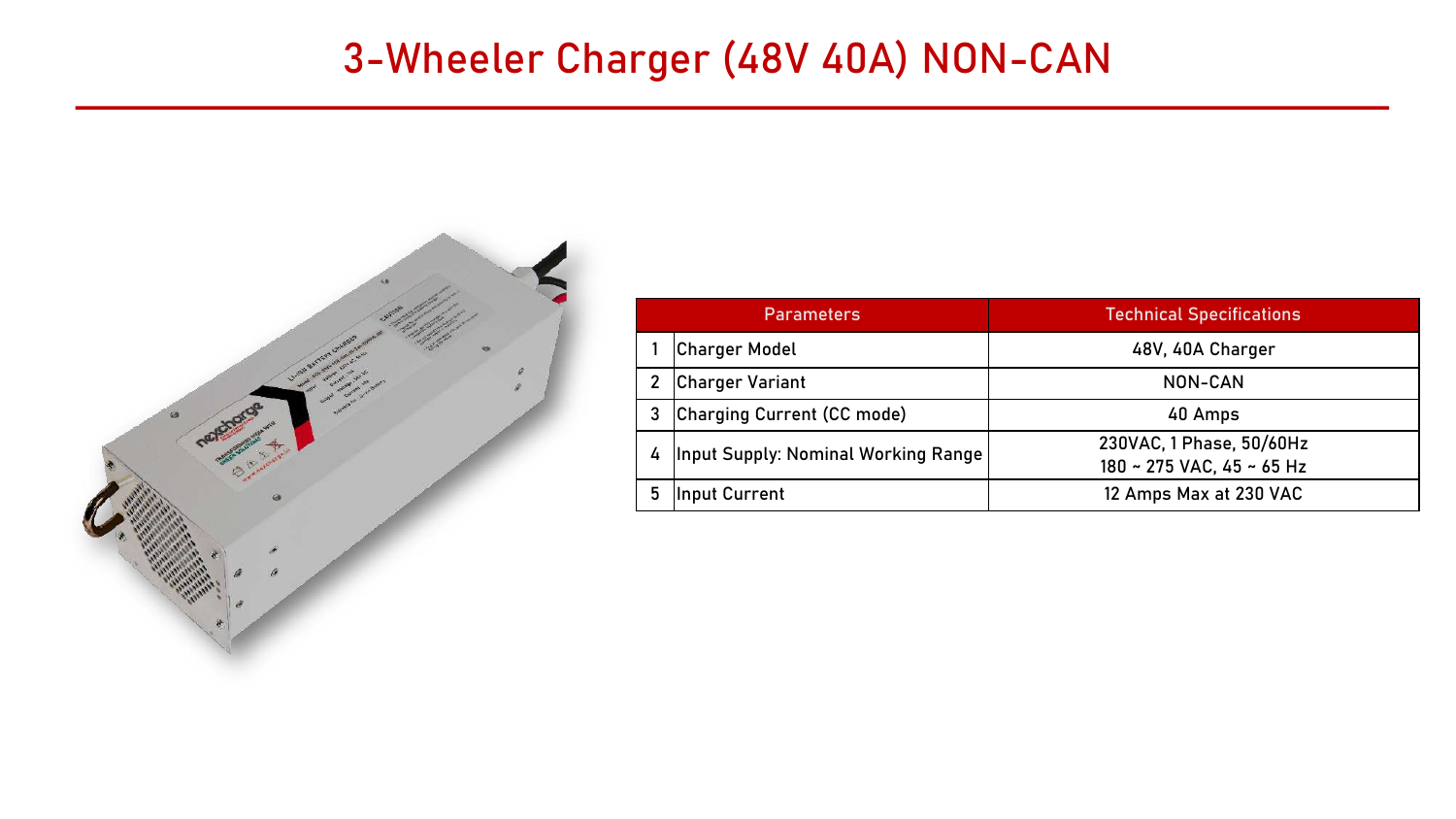# 3-Wheeler Charger (48V 40A) NON-CAN

| | Parameters | Technical Specifications |
|---|---|---|
| 1 | Charger Model | 48V, 40A Charger |
| 2 | Charger Variant | NON-CAN |
| 3 | Charging Current (CC mode) | 40 Amps |
| 4 | Input Supply: Nominal Working Range | 230VAC, 1 Phase, 50/60Hz<br>180 ~ 275 VAC, 45 ~ 65 Hz |
| 5 | Input Current | 12 Amps Max at 230 VAC |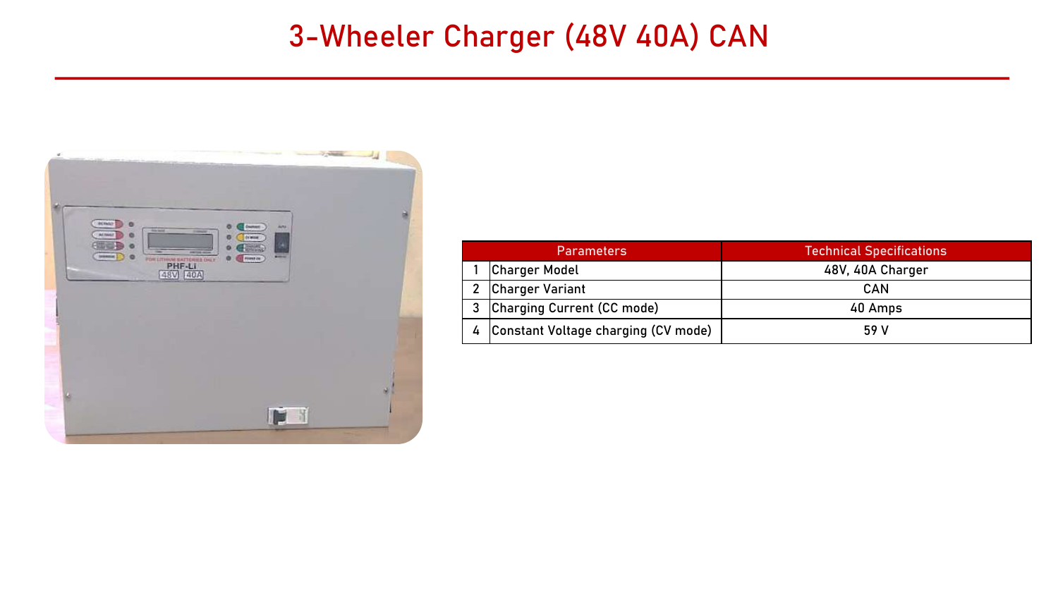# 3-Wheeler Charger (48V 40A) CAN

| | Parameters | Technical Specifications |
|---|---|---|
| 1 | Charger Model | 48V, 40A Charger |
| 2 | Charger Variant | CAN |
| 3 | Charging Current (CC mode) | 40 Amps |
| 4 | Constant Voltage charging (CV mode) | 59 V |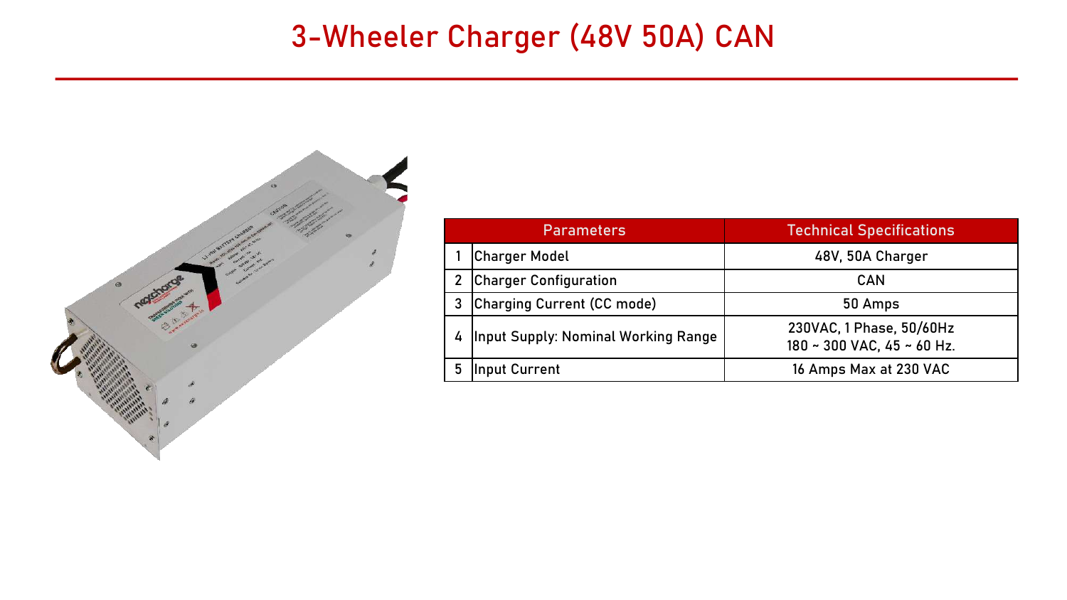# 3-Wheeler Charger (48V 50A) CAN

| | Parameters | Technical Specifications |
|---|---|---|
| 1 | Charger Model | 48V, 50A Charger |
| 2 | Charger Configuration | CAN |
| 3 | Charging Current (CC mode) | 50 Amps |
| 4 | Input Supply: Nominal Working Range | 230VAC, 1 Phase, 50/60Hz<br>180 ~ 300 VAC, 45 ~ 60 Hz. |
| 5 | Input Current | 16 Amps Max at 230 VAC |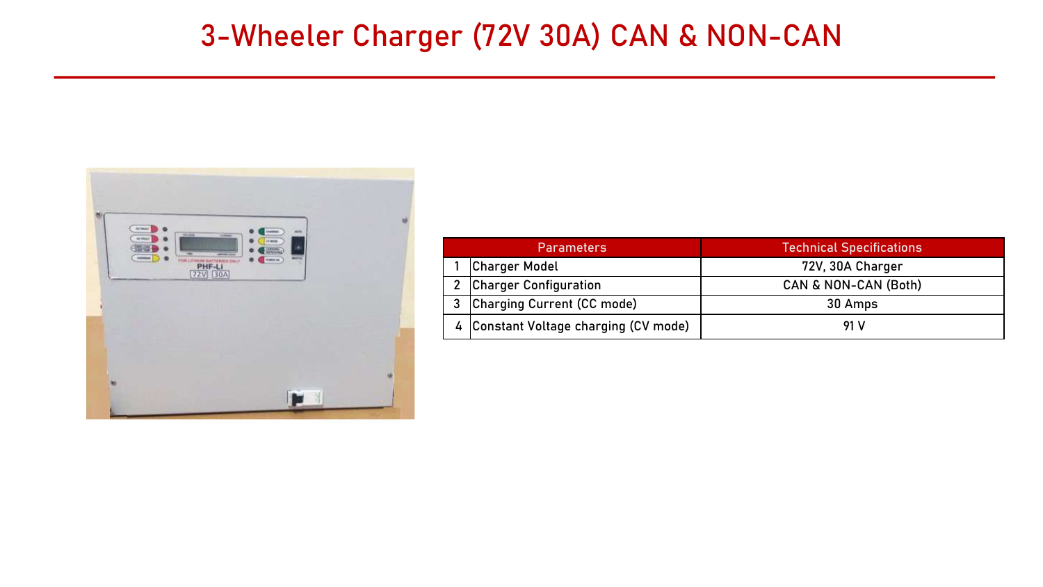# 3-Wheeler Charger (72V 30A) CAN & NON-CAN

| | Parameters | Technical Specifications |
|---|---|---|
| 1 | Charger Model | 72V, 30A Charger |
| 2 | Charger Configuration | CAN & NON-CAN (Both) |
| 3 | Charging Current (CC mode) | 30 Amps |
| 4 | Constant Voltage charging (CV mode) | 91 V |